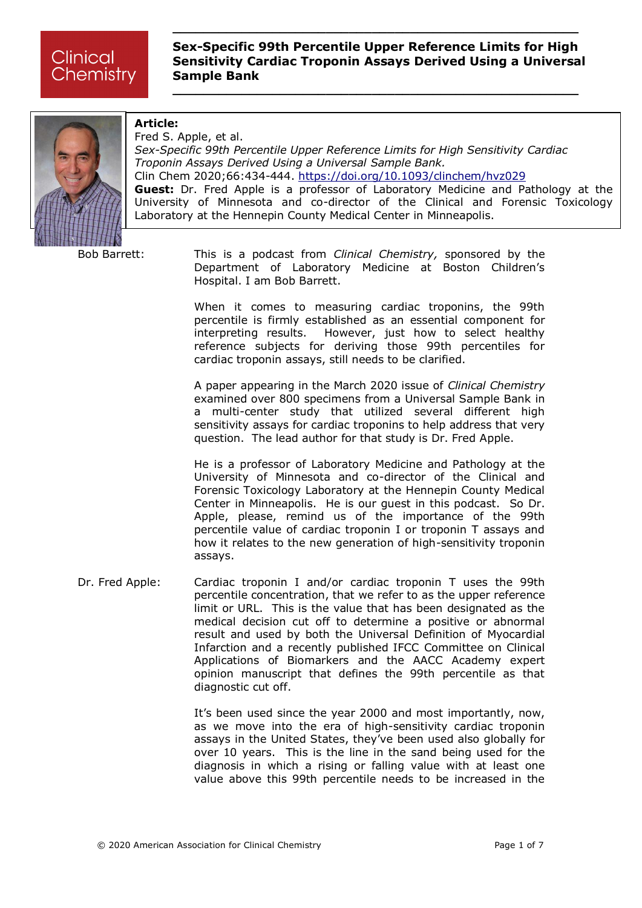Clinical Chemistry

# Sex-Specific 99th Percentile Upper Reference Limits for High Sensitivity Cardiac Troponin Assays Derived Using a Universal Sample Bank

**Article:**
Fred S. Apple, et al.
*Sex-Specific 99th Percentile Upper Reference Limits for High Sensitivity Cardiac Troponin Assays Derived Using a Universal Sample Bank.*
Clin Chem 2020;66:434-444. https://doi.org/10.1093/clinchem/hvz029
**Guest:** Dr. Fred Apple is a professor of Laboratory Medicine and Pathology at the University of Minnesota and co-director of the Clinical and Forensic Toxicology Laboratory at the Hennepin County Medical Center in Minneapolis.

**Bob Barrett:** This is a podcast from *Clinical Chemistry,* sponsored by the Department of Laboratory Medicine at Boston Children's Hospital. I am Bob Barrett.

When it comes to measuring cardiac troponins, the 99th percentile is firmly established as an essential component for interpreting results. However, just how to select healthy reference subjects for deriving those 99th percentiles for cardiac troponin assays, still needs to be clarified.

A paper appearing in the March 2020 issue of *Clinical Chemistry* examined over 800 specimens from a Universal Sample Bank in a multi-center study that utilized several different high sensitivity assays for cardiac troponins to help address that very question. The lead author for that study is Dr. Fred Apple.

He is a professor of Laboratory Medicine and Pathology at the University of Minnesota and co-director of the Clinical and Forensic Toxicology Laboratory at the Hennepin County Medical Center in Minneapolis. He is our guest in this podcast. So Dr. Apple, please, remind us of the importance of the 99th percentile value of cardiac troponin I or troponin T assays and how it relates to the new generation of high-sensitivity troponin assays.

**Dr. Fred Apple:** Cardiac troponin I and/or cardiac troponin T uses the 99th percentile concentration, that we refer to as the upper reference limit or URL. This is the value that has been designated as the medical decision cut off to determine a positive or abnormal result and used by both the Universal Definition of Myocardial Infarction and a recently published IFCC Committee on Clinical Applications of Biomarkers and the AACC Academy expert opinion manuscript that defines the 99th percentile as that diagnostic cut off.

It's been used since the year 2000 and most importantly, now, as we move into the era of high-sensitivity cardiac troponin assays in the United States, they've been used also globally for over 10 years. This is the line in the sand being used for the diagnosis in which a rising or falling value with at least one value above this 99th percentile needs to be increased in the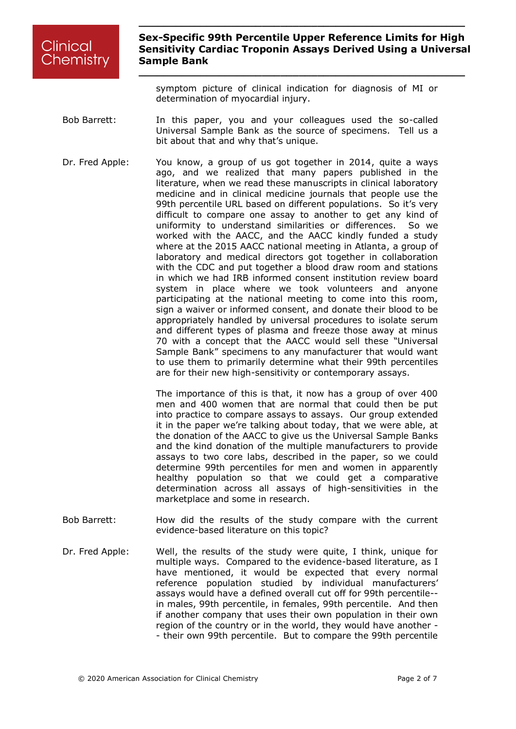symptom picture of clinical indication for diagnosis of MI or determination of myocardial injury.

**Bob Barrett:** In this paper, you and your colleagues used the so-called Universal Sample Bank as the source of specimens. Tell us a bit about that and why that's unique.

**Dr. Fred Apple:** You know, a group of us got together in 2014, quite a ways ago, and we realized that many papers published in the literature, when we read these manuscripts in clinical laboratory medicine and in clinical medicine journals that people use the 99th percentile URL based on different populations. So it's very difficult to compare one assay to another to get any kind of uniformity to understand similarities or differences. So we worked with the AACC, and the AACC kindly funded a study where at the 2015 AACC national meeting in Atlanta, a group of laboratory and medical directors got together in collaboration with the CDC and put together a blood draw room and stations in which we had IRB informed consent institution review board system in place where we took volunteers and anyone participating at the national meeting to come into this room, sign a waiver or informed consent, and donate their blood to be appropriately handled by universal procedures to isolate serum and different types of plasma and freeze those away at minus 70 with a concept that the AACC would sell these "Universal Sample Bank" specimens to any manufacturer that would want to use them to primarily determine what their 99th percentiles are for their new high-sensitivity or contemporary assays.

The importance of this is that, it now has a group of over 400 men and 400 women that are normal that could then be put into practice to compare assays to assays. Our group extended it in the paper we're talking about today, that we were able, at the donation of the AACC to give us the Universal Sample Banks and the kind donation of the multiple manufacturers to provide assays to two core labs, described in the paper, so we could determine 99th percentiles for men and women in apparently healthy population so that we could get a comparative determination across all assays of high-sensitivities in the marketplace and some in research.

**Bob Barrett:** How did the results of the study compare with the current evidence-based literature on this topic?

**Dr. Fred Apple:** Well, the results of the study were quite, I think, unique for multiple ways. Compared to the evidence-based literature, as I have mentioned, it would be expected that every normal reference population studied by individual manufacturers' assays would have a defined overall cut off for 99th percentile--in males, 99th percentile, in females, 99th percentile. And then if another company that uses their own population in their own region of the country or in the world, they would have another -- their own 99th percentile. But to compare the 99th percentile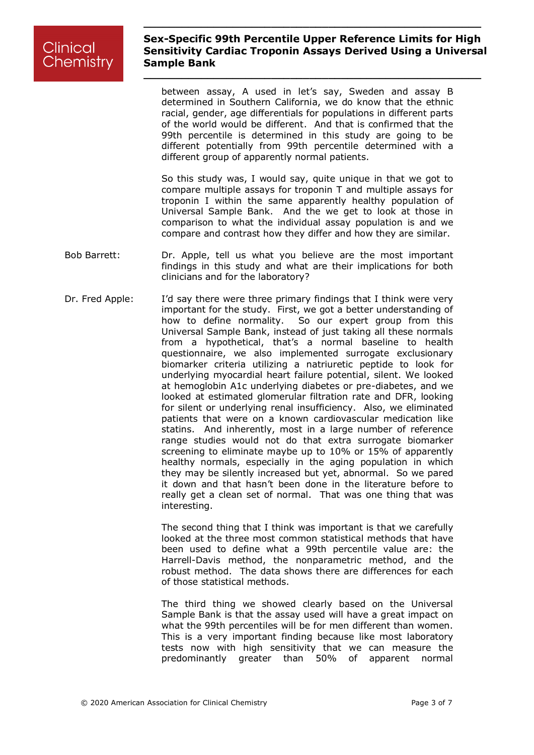between assay, A used in let's say, Sweden and assay B determined in Southern California, we do know that the ethnic racial, gender, age differentials for populations in different parts of the world would be different. And that is confirmed that the 99th percentile is determined in this study are going to be different potentially from 99th percentile determined with a different group of apparently normal patients.

So this study was, I would say, quite unique in that we got to compare multiple assays for troponin T and multiple assays for troponin I within the same apparently healthy population of Universal Sample Bank. And the we get to look at those in comparison to what the individual assay population is and we compare and contrast how they differ and how they are similar.

**Bob Barrett:** Dr. Apple, tell us what you believe are the most important findings in this study and what are their implications for both clinicians and for the laboratory?

**Dr. Fred Apple:** I'd say there were three primary findings that I think were very important for the study. First, we got a better understanding of how to define normality. So our expert group from this Universal Sample Bank, instead of just taking all these normals from a hypothetical, that's a normal baseline to health questionnaire, we also implemented surrogate exclusionary biomarker criteria utilizing a natriuretic peptide to look for underlying myocardial heart failure potential, silent. We looked at hemoglobin A1c underlying diabetes or pre-diabetes, and we looked at estimated glomerular filtration rate and DFR, looking for silent or underlying renal insufficiency. Also, we eliminated patients that were on a known cardiovascular medication like statins. And inherently, most in a large number of reference range studies would not do that extra surrogate biomarker screening to eliminate maybe up to 10% or 15% of apparently healthy normals, especially in the aging population in which they may be silently increased but yet, abnormal. So we pared it down and that hasn't been done in the literature before to really get a clean set of normal. That was one thing that was interesting.

The second thing that I think was important is that we carefully looked at the three most common statistical methods that have been used to define what a 99th percentile value are: the Harrell-Davis method, the nonparametric method, and the robust method. The data shows there are differences for each of those statistical methods.

The third thing we showed clearly based on the Universal Sample Bank is that the assay used will have a great impact on what the 99th percentiles will be for men different than women. This is a very important finding because like most laboratory tests now with high sensitivity that we can measure the predominantly greater than 50% of apparent normal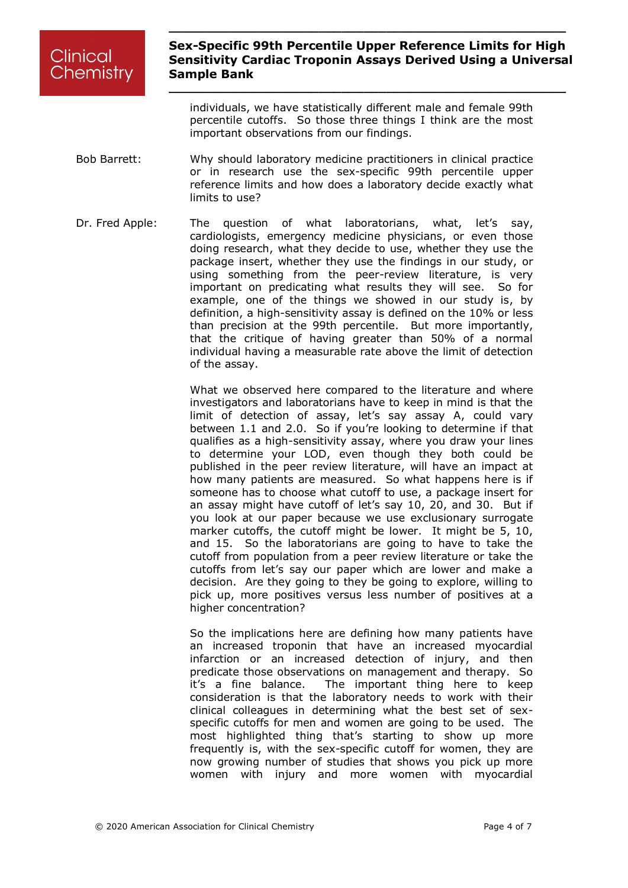individuals, we have statistically different male and female 99th percentile cutoffs. So those three things I think are the most important observations from our findings.

**Bob Barrett:** Why should laboratory medicine practitioners in clinical practice or in research use the sex-specific 99th percentile upper reference limits and how does a laboratory decide exactly what limits to use?

**Dr. Fred Apple:** The question of what laboratorians, what, let's say, cardiologists, emergency medicine physicians, or even those doing research, what they decide to use, whether they use the package insert, whether they use the findings in our study, or using something from the peer-review literature, is very important on predicating what results they will see. So for example, one of the things we showed in our study is, by definition, a high-sensitivity assay is defined on the 10% or less than precision at the 99th percentile. But more importantly, that the critique of having greater than 50% of a normal individual having a measurable rate above the limit of detection of the assay.

What we observed here compared to the literature and where investigators and laboratorians have to keep in mind is that the limit of detection of assay, let's say assay A, could vary between 1.1 and 2.0. So if you're looking to determine if that qualifies as a high-sensitivity assay, where you draw your lines to determine your LOD, even though they both could be published in the peer review literature, will have an impact at how many patients are measured. So what happens here is if someone has to choose what cutoff to use, a package insert for an assay might have cutoff of let's say 10, 20, and 30. But if you look at our paper because we use exclusionary surrogate marker cutoffs, the cutoff might be lower. It might be 5, 10, and 15. So the laboratorians are going to have to take the cutoff from population from a peer review literature or take the cutoffs from let's say our paper which are lower and make a decision. Are they going to they be going to explore, willing to pick up, more positives versus less number of positives at a higher concentration?

So the implications here are defining how many patients have an increased troponin that have an increased myocardial infarction or an increased detection of injury, and then predicate those observations on management and therapy. So it's a fine balance. The important thing here to keep consideration is that the laboratory needs to work with their clinical colleagues in determining what the best set of sex-specific cutoffs for men and women are going to be used. The most highlighted thing that's starting to show up more frequently is, with the sex-specific cutoff for women, they are now growing number of studies that shows you pick up more women with injury and more women with myocardial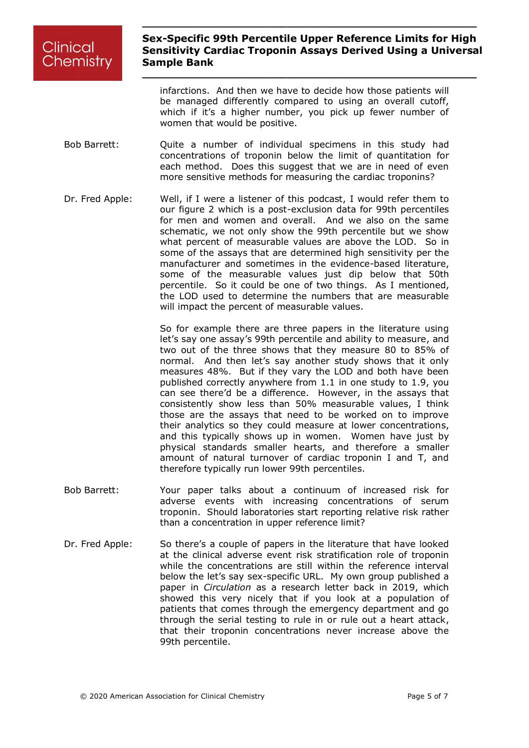infarctions. And then we have to decide how those patients will be managed differently compared to using an overall cutoff, which if it's a higher number, you pick up fewer number of women that would be positive.

Bob Barrett: Quite a number of individual specimens in this study had concentrations of troponin below the limit of quantitation for each method. Does this suggest that we are in need of even more sensitive methods for measuring the cardiac troponins?

Dr. Fred Apple: Well, if I were a listener of this podcast, I would refer them to our figure 2 which is a post-exclusion data for 99th percentiles for men and women and overall. And we also on the same schematic, we not only show the 99th percentile but we show what percent of measurable values are above the LOD. So in some of the assays that are determined high sensitivity per the manufacturer and sometimes in the evidence-based literature, some of the measurable values just dip below that 50th percentile. So it could be one of two things. As I mentioned, the LOD used to determine the numbers that are measurable will impact the percent of measurable values.

So for example there are three papers in the literature using let's say one assay's 99th percentile and ability to measure, and two out of the three shows that they measure 80 to 85% of normal. And then let's say another study shows that it only measures 48%. But if they vary the LOD and both have been published correctly anywhere from 1.1 in one study to 1.9, you can see there'd be a difference. However, in the assays that consistently show less than 50% measurable values, I think those are the assays that need to be worked on to improve their analytics so they could measure at lower concentrations, and this typically shows up in women. Women have just by physical standards smaller hearts, and therefore a smaller amount of natural turnover of cardiac troponin I and T, and therefore typically run lower 99th percentiles.

Bob Barrett: Your paper talks about a continuum of increased risk for adverse events with increasing concentrations of serum troponin. Should laboratories start reporting relative risk rather than a concentration in upper reference limit?

Dr. Fred Apple: So there's a couple of papers in the literature that have looked at the clinical adverse event risk stratification role of troponin while the concentrations are still within the reference interval below the let's say sex-specific URL. My own group published a paper in *Circulation* as a research letter back in 2019, which showed this very nicely that if you look at a population of patients that comes through the emergency department and go through the serial testing to rule in or rule out a heart attack, that their troponin concentrations never increase above the 99th percentile.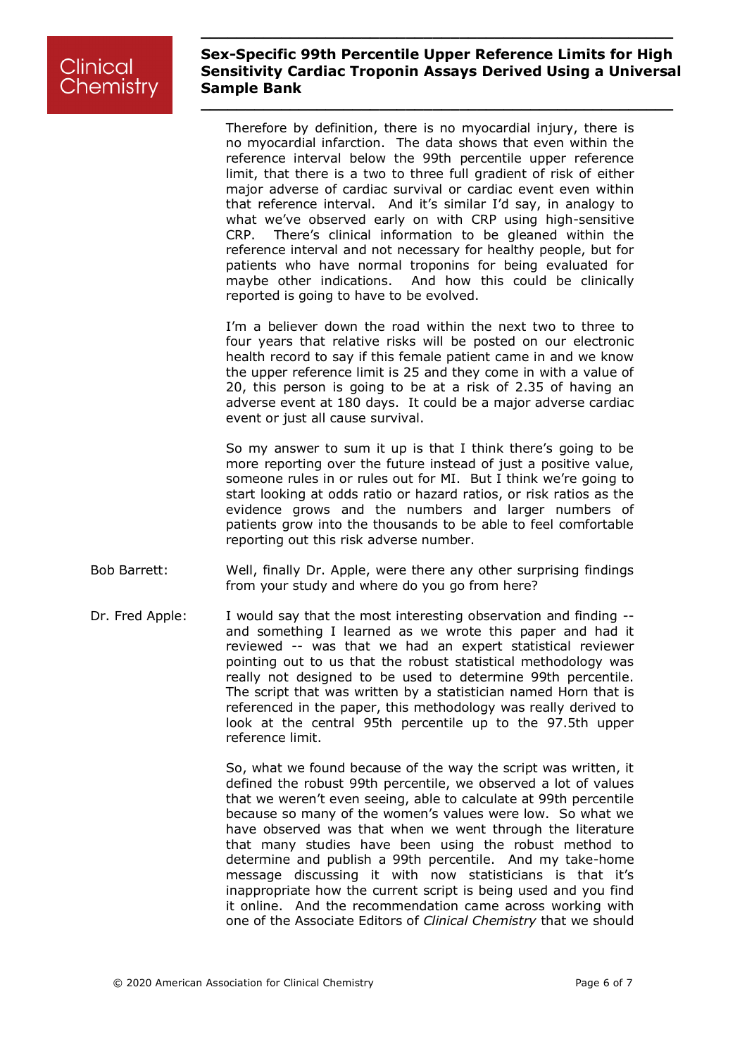Therefore by definition, there is no myocardial injury, there is no myocardial infarction. The data shows that even within the reference interval below the 99th percentile upper reference limit, that there is a two to three full gradient of risk of either major adverse of cardiac survival or cardiac event even within that reference interval. And it's similar I'd say, in analogy to what we've observed early on with CRP using high-sensitive CRP. There's clinical information to be gleaned within the reference interval and not necessary for healthy people, but for patients who have normal troponins for being evaluated for maybe other indications. And how this could be clinically reported is going to have to be evolved.

I'm a believer down the road within the next two to three to four years that relative risks will be posted on our electronic health record to say if this female patient came in and we know the upper reference limit is 25 and they come in with a value of 20, this person is going to be at a risk of 2.35 of having an adverse event at 180 days. It could be a major adverse cardiac event or just all cause survival.

So my answer to sum it up is that I think there's going to be more reporting over the future instead of just a positive value, someone rules in or rules out for MI. But I think we're going to start looking at odds ratio or hazard ratios, or risk ratios as the evidence grows and the numbers and larger numbers of patients grow into the thousands to be able to feel comfortable reporting out this risk adverse number.

**Bob Barrett:** Well, finally Dr. Apple, were there any other surprising findings from your study and where do you go from here?

**Dr. Fred Apple:** I would say that the most interesting observation and finding -- and something I learned as we wrote this paper and had it reviewed -- was that we had an expert statistical reviewer pointing out to us that the robust statistical methodology was really not designed to be used to determine 99th percentile. The script that was written by a statistician named Horn that is referenced in the paper, this methodology was really derived to look at the central 95th percentile up to the 97.5th upper reference limit.

So, what we found because of the way the script was written, it defined the robust 99th percentile, we observed a lot of values that we weren't even seeing, able to calculate at 99th percentile because so many of the women's values were low. So what we have observed was that when we went through the literature that many studies have been using the robust method to determine and publish a 99th percentile. And my take-home message discussing it with now statisticians is that it's inappropriate how the current script is being used and you find it online. And the recommendation came across working with one of the Associate Editors of *Clinical Chemistry* that we should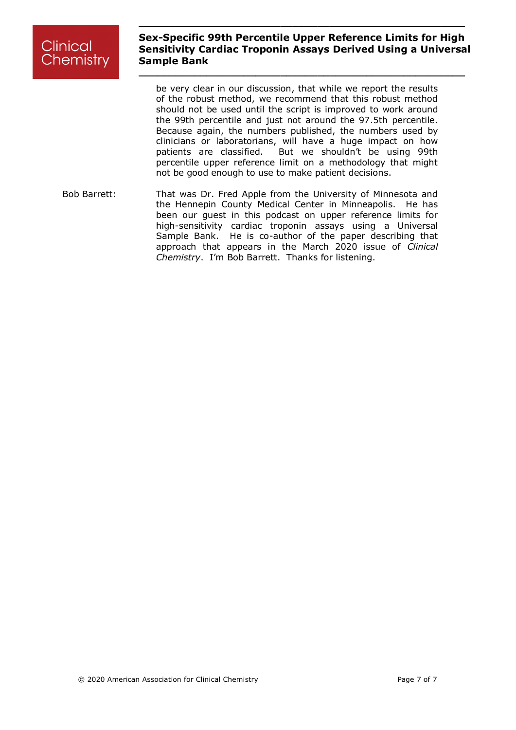be very clear in our discussion, that while we report the results of the robust method, we recommend that this robust method should not be used until the script is improved to work around the 99th percentile and just not around the 97.5th percentile. Because again, the numbers published, the numbers used by clinicians or laboratorians, will have a huge impact on how patients are classified. But we shouldn't be using 99th percentile upper reference limit on a methodology that might not be good enough to use to make patient decisions.

Bob Barrett: That was Dr. Fred Apple from the University of Minnesota and the Hennepin County Medical Center in Minneapolis. He has been our guest in this podcast on upper reference limits for high-sensitivity cardiac troponin assays using a Universal Sample Bank. He is co-author of the paper describing that approach that appears in the March 2020 issue of *Clinical Chemistry*. I'm Bob Barrett. Thanks for listening.

© 2020 American Association for Clinical Chemistry